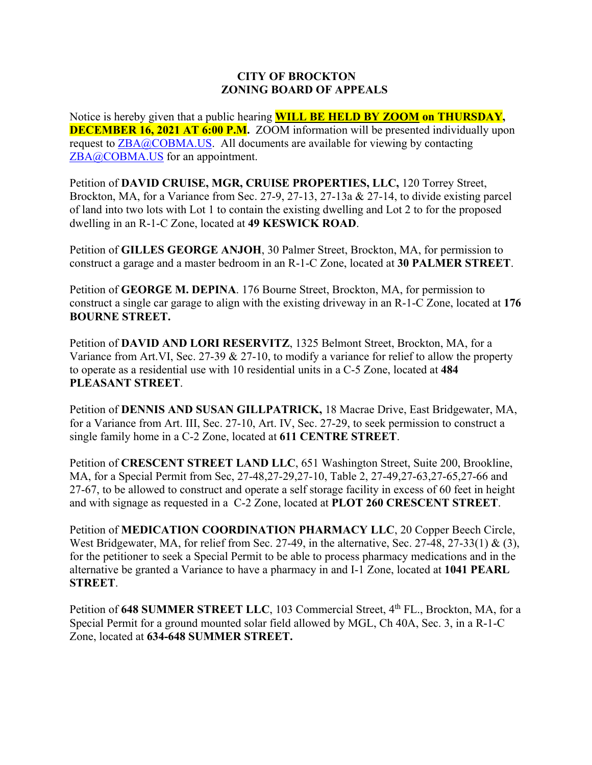**CITY OF BROCKTON**
**ZONING BOARD OF APPEALS**

Notice is hereby given that a public hearing **WILL BE HELD BY ZOOM on THURSDAY, DECEMBER 16, 2021 AT 6:00 P.M.** ZOOM information will be presented individually upon request to ZBA@COBMA.US. All documents are available for viewing by contacting ZBA@COBMA.US for an appointment.

Petition of **DAVID CRUISE, MGR, CRUISE PROPERTIES, LLC,** 120 Torrey Street, Brockton, MA, for a Variance from Sec. 27-9, 27-13, 27-13a & 27-14, to divide existing parcel of land into two lots with Lot 1 to contain the existing dwelling and Lot 2 to for the proposed dwelling in an R-1-C Zone, located at **49 KESWICK ROAD**.

Petition of **GILLES GEORGE ANJOH**, 30 Palmer Street, Brockton, MA, for permission to construct a garage and a master bedroom in an R-1-C Zone, located at **30 PALMER STREET**.

Petition of **GEORGE M. DEPINA**. 176 Bourne Street, Brockton, MA, for permission to construct a single car garage to align with the existing driveway in an R-1-C Zone, located at **176 BOURNE STREET.**

Petition of **DAVID AND LORI RESERVITZ**, 1325 Belmont Street, Brockton, MA, for a Variance from Art.VI, Sec. 27-39 & 27-10, to modify a variance for relief to allow the property to operate as a residential use with 10 residential units in a C-5 Zone, located at **484 PLEASANT STREET**.

Petition of **DENNIS AND SUSAN GILLPATRICK,** 18 Macrae Drive, East Bridgewater, MA, for a Variance from Art. III, Sec. 27-10, Art. IV, Sec. 27-29, to seek permission to construct a single family home in a C-2 Zone, located at **611 CENTRE STREET**.

Petition of **CRESCENT STREET LAND LLC**, 651 Washington Street, Suite 200, Brookline, MA, for a Special Permit from Sec, 27-48,27-29,27-10, Table 2, 27-49,27-63,27-65,27-66 and 27-67, to be allowed to construct and operate a self storage facility in excess of 60 feet in height and with signage as requested in a C-2 Zone, located at **PLOT 260 CRESCENT STREET**.

Petition of **MEDICATION COORDINATION PHARMACY LLC**, 20 Copper Beech Circle, West Bridgewater, MA, for relief from Sec. 27-49, in the alternative, Sec. 27-48, 27-33(1) & (3), for the petitioner to seek a Special Permit to be able to process pharmacy medications and in the alternative be granted a Variance to have a pharmacy in and I-1 Zone, located at **1041 PEARL STREET**.

Petition of **648 SUMMER STREET LLC**, 103 Commercial Street, 4th FL., Brockton, MA, for a Special Permit for a ground mounted solar field allowed by MGL, Ch 40A, Sec. 3, in a R-1-C Zone, located at **634-648 SUMMER STREET.**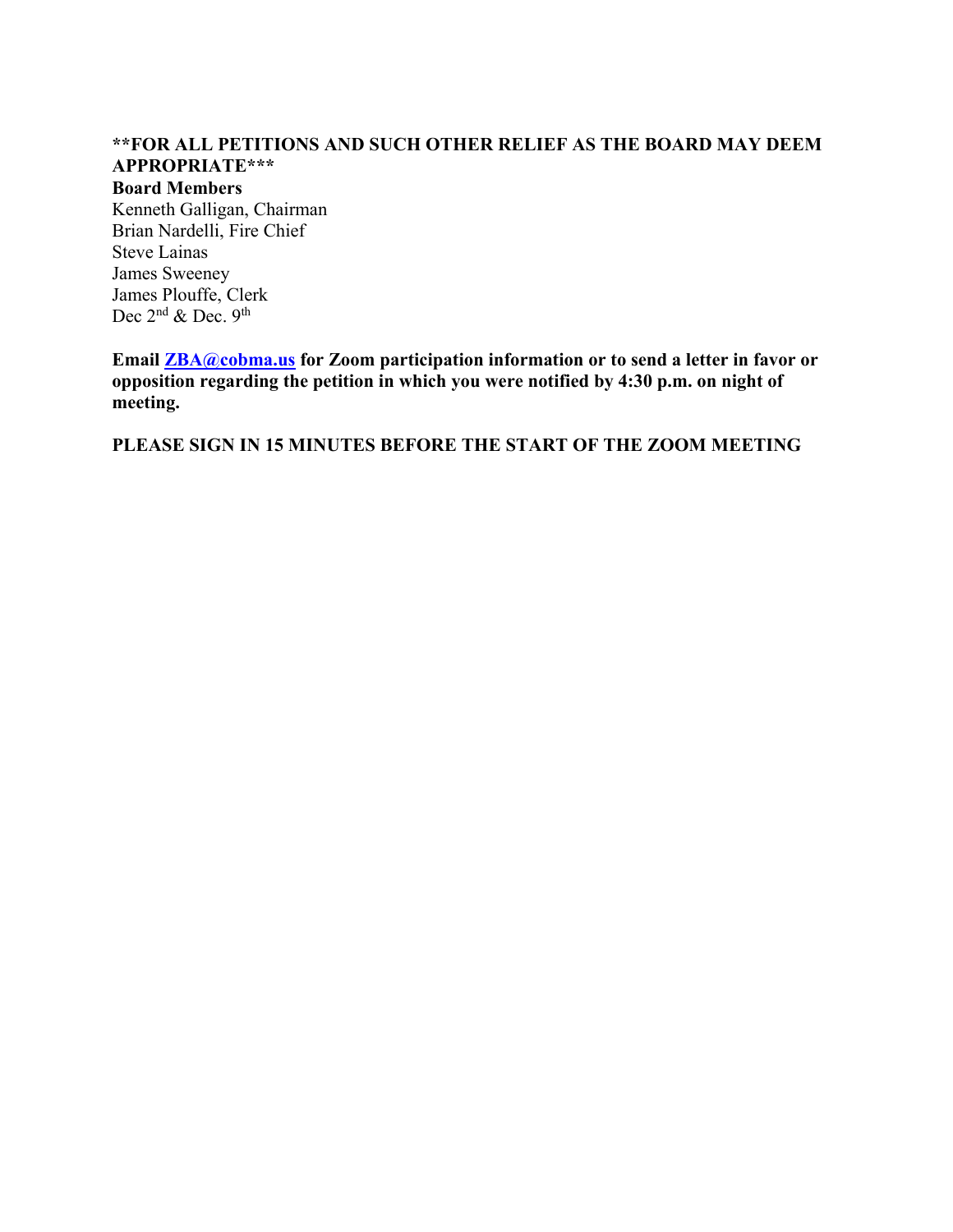****FOR ALL PETITIONS AND SUCH OTHER RELIEF AS THE BOARD MAY DEEM APPROPRIATE*****

**Board Members**

Kenneth Galligan, Chairman
Brian Nardelli, Fire Chief
Steve Lainas
James Sweeney
James Plouffe, Clerk
Dec 2nd & Dec. 9th

**Email [ZBA@cobma.us](mailto:ZBA@cobma.us) for Zoom participation information or to send a letter in favor or opposition regarding the petition in which you were notified by 4:30 p.m. on night of meeting.**

**PLEASE SIGN IN 15 MINUTES BEFORE THE START OF THE ZOOM MEETING**